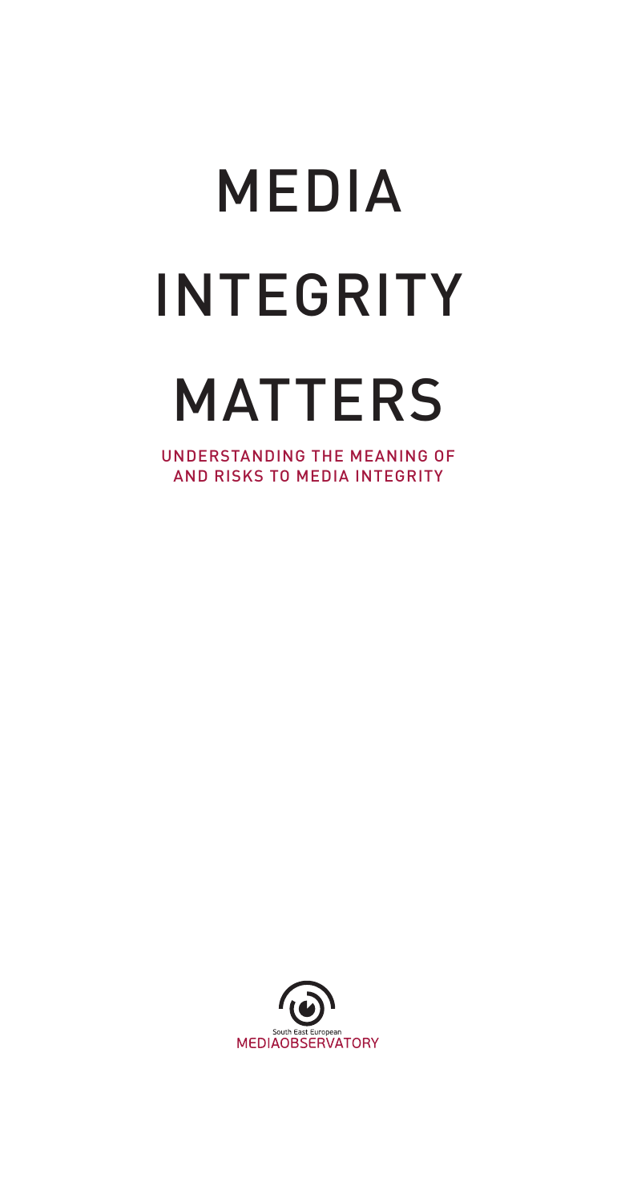# MEDIA INTEGRITY MATTERS

UNDERSTANDING THE MEANING OF AND RISKS TO MEDIA INTEGRITY

South East European
MEDIAOBSERVATORY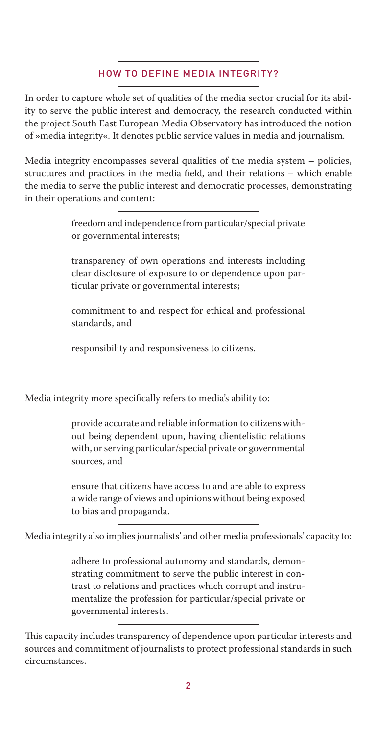## HOW TO DEFINE MEDIA INTEGRITY?

In order to capture whole set of qualities of the media sector crucial for its ability to serve the public interest and democracy, the research conducted within the project South East European Media Observatory has introduced the notion of »media integrity«. It denotes public service values in media and journalism.

Media integrity encompasses several qualities of the media system – policies, structures and practices in the media field, and their relations – which enable the media to serve the public interest and democratic processes, demonstrating in their operations and content:

- freedom and independence from particular/special private or governmental interests;
- transparency of own operations and interests including clear disclosure of exposure to or dependence upon particular private or governmental interests;
- commitment to and respect for ethical and professional standards, and
- responsibility and responsiveness to citizens.

Media integrity more specifically refers to media's ability to:

- provide accurate and reliable information to citizens without being dependent upon, having clientelistic relations with, or serving particular/special private or governmental sources, and
- ensure that citizens have access to and are able to express a wide range of views and opinions without being exposed to bias and propaganda.

Media integrity also implies journalists' and other media professionals' capacity to:

- adhere to professional autonomy and standards, demonstrating commitment to serve the public interest in contrast to relations and practices which corrupt and instrumentalize the profession for particular/special private or governmental interests.

This capacity includes transparency of dependence upon particular interests and sources and commitment of journalists to protect professional standards in such circumstances.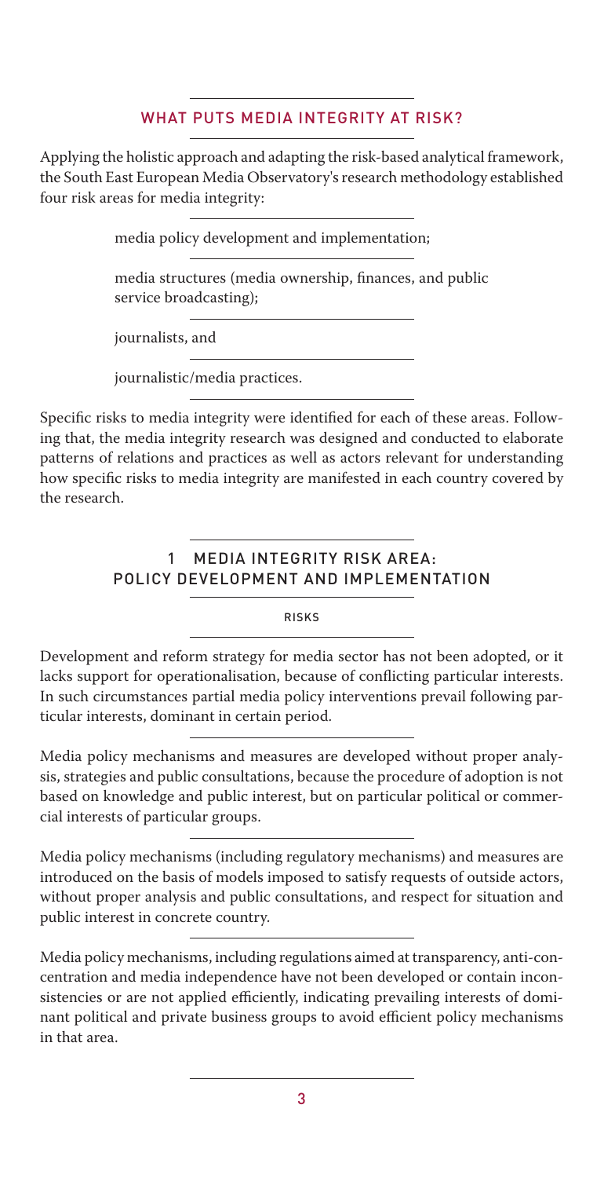## WHAT PUTS MEDIA INTEGRITY AT RISK?

Applying the holistic approach and adapting the risk-based analytical framework, the South East European Media Observatory's research methodology established four risk areas for media integrity:

- media policy development and implementation;
- media structures (media ownership, finances, and public service broadcasting);
- journalists, and
- journalistic/media practices.

Specific risks to media integrity were identified for each of these areas. Following that, the media integrity research was designed and conducted to elaborate patterns of relations and practices as well as actors relevant for understanding how specific risks to media integrity are manifested in each country covered by the research.

## 1 MEDIA INTEGRITY RISK AREA: POLICY DEVELOPMENT AND IMPLEMENTATION

### RISKS

Development and reform strategy for media sector has not been adopted, or it lacks support for operationalisation, because of conflicting particular interests. In such circumstances partial media policy interventions prevail following particular interests, dominant in certain period.

Media policy mechanisms and measures are developed without proper analysis, strategies and public consultations, because the procedure of adoption is not based on knowledge and public interest, but on particular political or commercial interests of particular groups.

Media policy mechanisms (including regulatory mechanisms) and measures are introduced on the basis of models imposed to satisfy requests of outside actors, without proper analysis and public consultations, and respect for situation and public interest in concrete country.

Media policy mechanisms, including regulations aimed at transparency, anti-concentration and media independence have not been developed or contain inconsistencies or are not applied efficiently, indicating prevailing interests of dominant political and private business groups to avoid efficient policy mechanisms in that area.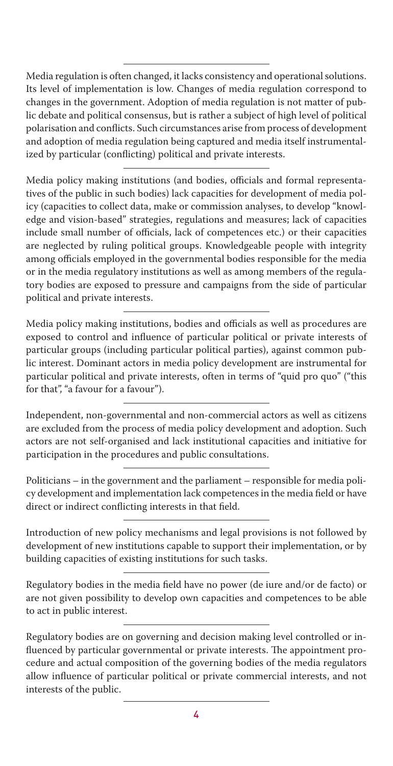Media regulation is often changed, it lacks consistency and operational solutions. Its level of implementation is low. Changes of media regulation correspond to changes in the government. Adoption of media regulation is not matter of public debate and political consensus, but is rather a subject of high level of political polarisation and conflicts. Such circumstances arise from process of development and adoption of media regulation being captured and media itself instrumentalized by particular (conflicting) political and private interests.

---

Media policy making institutions (and bodies, officials and formal representatives of the public in such bodies) lack capacities for development of media policy (capacities to collect data, make or commission analyses, to develop "knowledge and vision-based" strategies, regulations and measures; lack of capacities include small number of officials, lack of competences etc.) or their capacities are neglected by ruling political groups. Knowledgeable people with integrity among officials employed in the governmental bodies responsible for the media or in the media regulatory institutions as well as among members of the regulatory bodies are exposed to pressure and campaigns from the side of particular political and private interests.

---

Media policy making institutions, bodies and officials as well as procedures are exposed to control and influence of particular political or private interests of particular groups (including particular political parties), against common public interest. Dominant actors in media policy development are instrumental for particular political and private interests, often in terms of "quid pro quo" ("this for that", "a favour for a favour").

---

Independent, non-governmental and non-commercial actors as well as citizens are excluded from the process of media policy development and adoption. Such actors are not self-organised and lack institutional capacities and initiative for participation in the procedures and public consultations.

---

Politicians – in the government and the parliament – responsible for media policy development and implementation lack competences in the media field or have direct or indirect conflicting interests in that field.

---

Introduction of new policy mechanisms and legal provisions is not followed by development of new institutions capable to support their implementation, or by building capacities of existing institutions for such tasks.

---

Regulatory bodies in the media field have no power (de iure and/or de facto) or are not given possibility to develop own capacities and competences to be able to act in public interest.

---

Regulatory bodies are on governing and decision making level controlled or influenced by particular governmental or private interests. The appointment procedure and actual composition of the governing bodies of the media regulators allow influence of particular political or private commercial interests, and not interests of the public.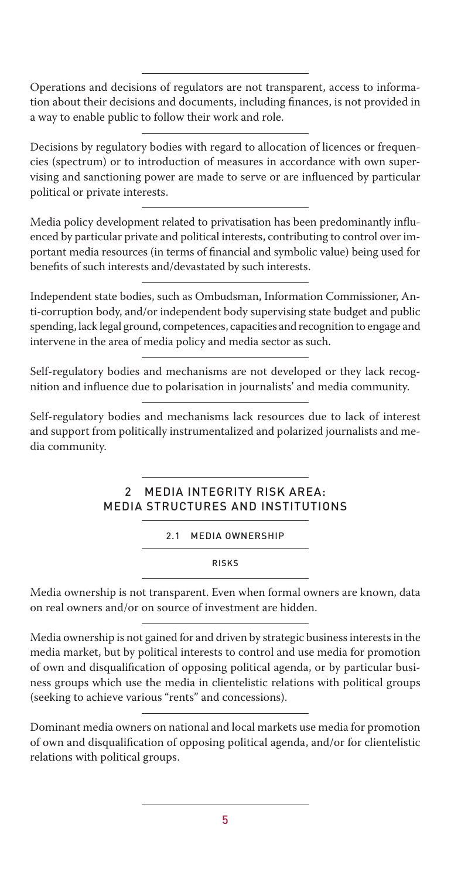Operations and decisions of regulators are not transparent, access to information about their decisions and documents, including finances, is not provided in a way to enable public to follow their work and role.

Decisions by regulatory bodies with regard to allocation of licences or frequencies (spectrum) or to introduction of measures in accordance with own supervising and sanctioning power are made to serve or are influenced by particular political or private interests.

Media policy development related to privatisation has been predominantly influenced by particular private and political interests, contributing to control over important media resources (in terms of financial and symbolic value) being used for benefits of such interests and/devastated by such interests.

Independent state bodies, such as Ombudsman, Information Commissioner, Anti-corruption body, and/or independent body supervising state budget and public spending, lack legal ground, competences, capacities and recognition to engage and intervene in the area of media policy and media sector as such.

Self-regulatory bodies and mechanisms are not developed or they lack recognition and influence due to polarisation in journalists' and media community.

Self-regulatory bodies and mechanisms lack resources due to lack of interest and support from politically instrumentalized and polarized journalists and media community.

## 2 MEDIA INTEGRITY RISK AREA: MEDIA STRUCTURES AND INSTITUTIONS

### 2.1 MEDIA OWNERSHIP

#### RISKS

Media ownership is not transparent. Even when formal owners are known, data on real owners and/or on source of investment are hidden.

Media ownership is not gained for and driven by strategic business interests in the media market, but by political interests to control and use media for promotion of own and disqualification of opposing political agenda, or by particular business groups which use the media in clientelistic relations with political groups (seeking to achieve various "rents" and concessions).

Dominant media owners on national and local markets use media for promotion of own and disqualification of opposing political agenda, and/or for clientelistic relations with political groups.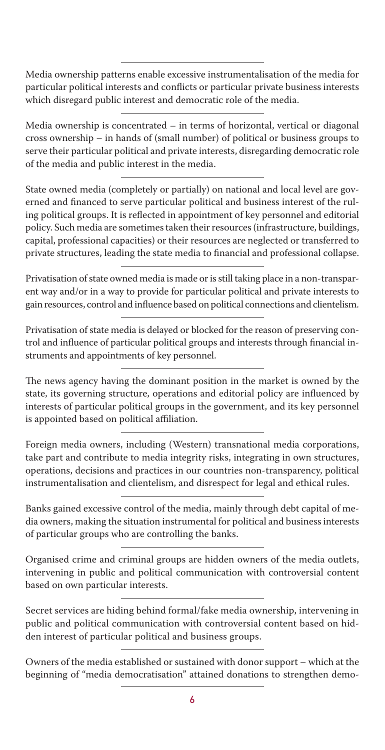Media ownership patterns enable excessive instrumentalisation of the media for particular political interests and conflicts or particular private business interests which disregard public interest and democratic role of the media.

---

Media ownership is concentrated – in terms of horizontal, vertical or diagonal cross ownership – in hands of (small number) of political or business groups to serve their particular political and private interests, disregarding democratic role of the media and public interest in the media.

---

State owned media (completely or partially) on national and local level are governed and financed to serve particular political and business interest of the ruling political groups. It is reflected in appointment of key personnel and editorial policy. Such media are sometimes taken their resources (infrastructure, buildings, capital, professional capacities) or their resources are neglected or transferred to private structures, leading the state media to financial and professional collapse.

---

Privatisation of state owned media is made or is still taking place in a non-transparent way and/or in a way to provide for particular political and private interests to gain resources, control and influence based on political connections and clientelism.

---

Privatisation of state media is delayed or blocked for the reason of preserving control and influence of particular political groups and interests through financial instruments and appointments of key personnel.

---

The news agency having the dominant position in the market is owned by the state, its governing structure, operations and editorial policy are influenced by interests of particular political groups in the government, and its key personnel is appointed based on political affiliation.

---

Foreign media owners, including (Western) transnational media corporations, take part and contribute to media integrity risks, integrating in own structures, operations, decisions and practices in our countries non-transparency, political instrumentalisation and clientelism, and disrespect for legal and ethical rules.

---

Banks gained excessive control of the media, mainly through debt capital of media owners, making the situation instrumental for political and business interests of particular groups who are controlling the banks.

---

Organised crime and criminal groups are hidden owners of the media outlets, intervening in public and political communication with controversial content based on own particular interests.

---

Secret services are hiding behind formal/fake media ownership, intervening in public and political communication with controversial content based on hidden interest of particular political and business groups.

---

Owners of the media established or sustained with donor support – which at the beginning of "media democratisation" attained donations to strengthen demo-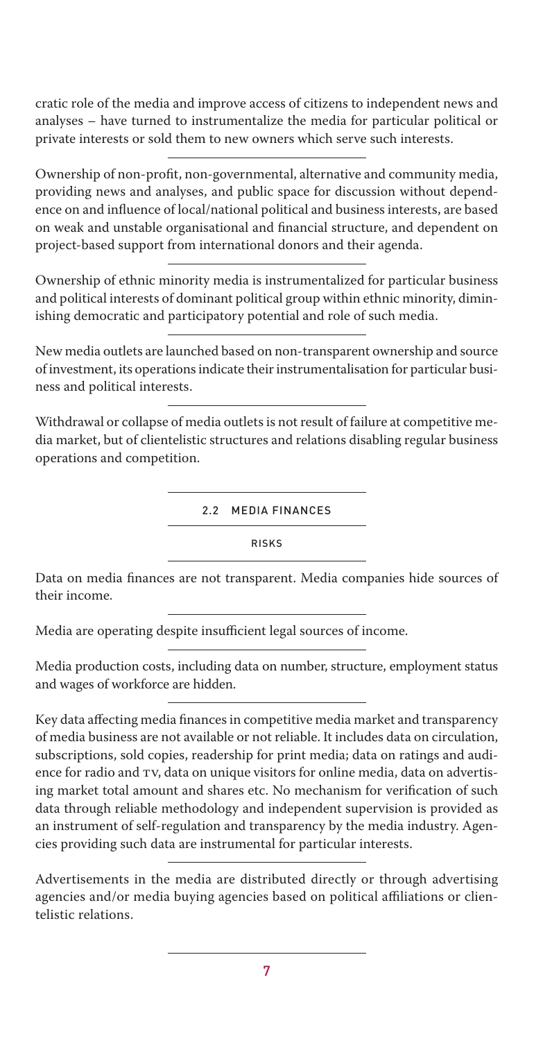cratic role of the media and improve access of citizens to independent news and analyses – have turned to instrumentalize the media for particular political or private interests or sold them to new owners which serve such interests.

Ownership of non-profit, non-governmental, alternative and community media, providing news and analyses, and public space for discussion without dependence on and influence of local/national political and business interests, are based on weak and unstable organisational and financial structure, and dependent on project-based support from international donors and their agenda.

Ownership of ethnic minority media is instrumentalized for particular business and political interests of dominant political group within ethnic minority, diminishing democratic and participatory potential and role of such media.

New media outlets are launched based on non-transparent ownership and source of investment, its operations indicate their instrumentalisation for particular business and political interests.

Withdrawal or collapse of media outlets is not result of failure at competitive media market, but of clientelistic structures and relations disabling regular business operations and competition.

## 2.2 MEDIA FINANCES

### RISKS

Data on media finances are not transparent. Media companies hide sources of their income.

Media are operating despite insufficient legal sources of income.

Media production costs, including data on number, structure, employment status and wages of workforce are hidden.

Key data affecting media finances in competitive media market and transparency of media business are not available or not reliable. It includes data on circulation, subscriptions, sold copies, readership for print media; data on ratings and audience for radio and TV, data on unique visitors for online media, data on advertising market total amount and shares etc. No mechanism for verification of such data through reliable methodology and independent supervision is provided as an instrument of self-regulation and transparency by the media industry. Agencies providing such data are instrumental for particular interests.

Advertisements in the media are distributed directly or through advertising agencies and/or media buying agencies based on political affiliations or clientelistic relations.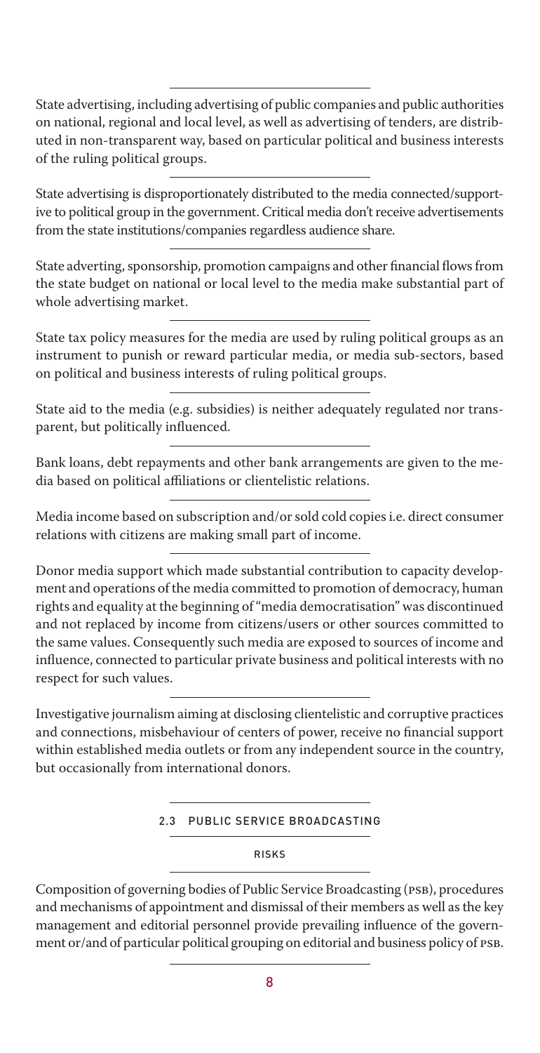State advertising, including advertising of public companies and public authorities on national, regional and local level, as well as advertising of tenders, are distributed in non-transparent way, based on particular political and business interests of the ruling political groups.

State advertising is disproportionately distributed to the media connected/supportive to political group in the government. Critical media don't receive advertisements from the state institutions/companies regardless audience share.

State adverting, sponsorship, promotion campaigns and other financial flows from the state budget on national or local level to the media make substantial part of whole advertising market.

State tax policy measures for the media are used by ruling political groups as an instrument to punish or reward particular media, or media sub-sectors, based on political and business interests of ruling political groups.

State aid to the media (e.g. subsidies) is neither adequately regulated nor transparent, but politically influenced.

Bank loans, debt repayments and other bank arrangements are given to the media based on political affiliations or clientelistic relations.

Media income based on subscription and/or sold cold copies i.e. direct consumer relations with citizens are making small part of income.

Donor media support which made substantial contribution to capacity development and operations of the media committed to promotion of democracy, human rights and equality at the beginning of "media democratisation" was discontinued and not replaced by income from citizens/users or other sources committed to the same values. Consequently such media are exposed to sources of income and influence, connected to particular private business and political interests with no respect for such values.

Investigative journalism aiming at disclosing clientelistic and corruptive practices and connections, misbehaviour of centers of power, receive no financial support within established media outlets or from any independent source in the country, but occasionally from international donors.

## 2.3 PUBLIC SERVICE BROADCASTING

### RISKS

Composition of governing bodies of Public Service Broadcasting (PSB), procedures and mechanisms of appointment and dismissal of their members as well as the key management and editorial personnel provide prevailing influence of the government or/and of particular political grouping on editorial and business policy of PSB.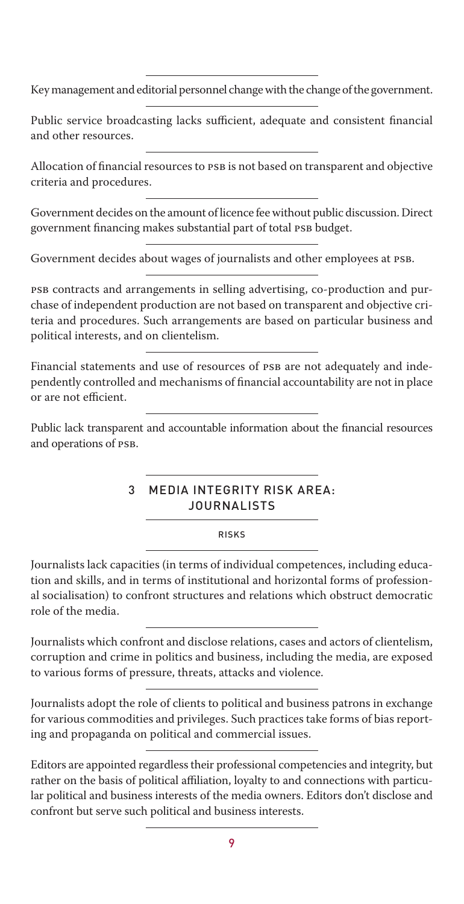Key management and editorial personnel change with the change of the government.

Public service broadcasting lacks sufficient, adequate and consistent financial and other resources.

Allocation of financial resources to PSB is not based on transparent and objective criteria and procedures.

Government decides on the amount of licence fee without public discussion. Direct government financing makes substantial part of total PSB budget.

Government decides about wages of journalists and other employees at PSB.

PSB contracts and arrangements in selling advertising, co-production and purchase of independent production are not based on transparent and objective criteria and procedures. Such arrangements are based on particular business and political interests, and on clientelism.

Financial statements and use of resources of PSB are not adequately and independently controlled and mechanisms of financial accountability are not in place or are not efficient.

Public lack transparent and accountable information about the financial resources and operations of PSB.

## 3 MEDIA INTEGRITY RISK AREA: JOURNALISTS

### RISKS

Journalists lack capacities (in terms of individual competences, including education and skills, and in terms of institutional and horizontal forms of professional socialisation) to confront structures and relations which obstruct democratic role of the media.

Journalists which confront and disclose relations, cases and actors of clientelism, corruption and crime in politics and business, including the media, are exposed to various forms of pressure, threats, attacks and violence.

Journalists adopt the role of clients to political and business patrons in exchange for various commodities and privileges. Such practices take forms of bias reporting and propaganda on political and commercial issues.

Editors are appointed regardless their professional competencies and integrity, but rather on the basis of political affiliation, loyalty to and connections with particular political and business interests of the media owners. Editors don't disclose and confront but serve such political and business interests.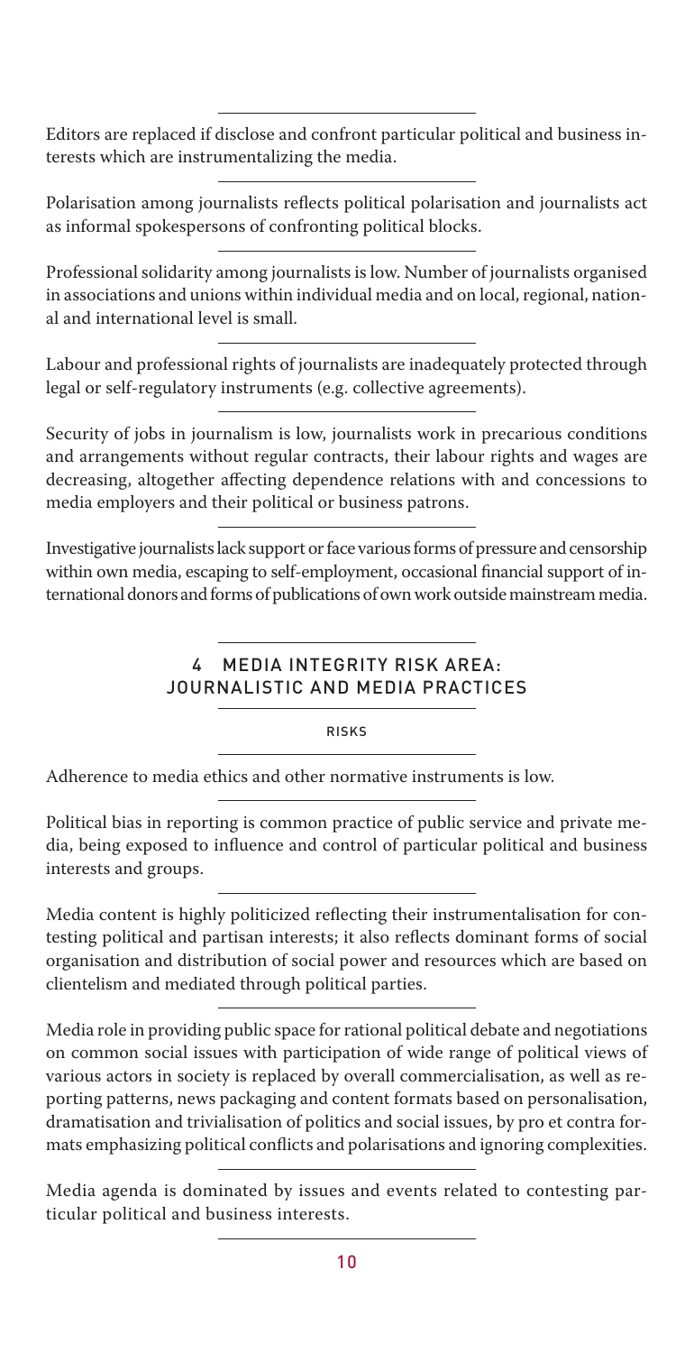Editors are replaced if disclose and confront particular political and business interests which are instrumentalizing the media.

Polarisation among journalists reflects political polarisation and journalists act as informal spokespersons of confronting political blocks.

Professional solidarity among journalists is low. Number of journalists organised in associations and unions within individual media and on local, regional, national and international level is small.

Labour and professional rights of journalists are inadequately protected through legal or self-regulatory instruments (e.g. collective agreements).

Security of jobs in journalism is low, journalists work in precarious conditions and arrangements without regular contracts, their labour rights and wages are decreasing, altogether affecting dependence relations with and concessions to media employers and their political or business patrons.

Investigative journalists lack support or face various forms of pressure and censorship within own media, escaping to self-employment, occasional financial support of international donors and forms of publications of own work outside mainstream media.

## 4 MEDIA INTEGRITY RISK AREA: JOURNALISTIC AND MEDIA PRACTICES

### RISKS

Adherence to media ethics and other normative instruments is low.

Political bias in reporting is common practice of public service and private media, being exposed to influence and control of particular political and business interests and groups.

Media content is highly politicized reflecting their instrumentalisation for contesting political and partisan interests; it also reflects dominant forms of social organisation and distribution of social power and resources which are based on clientelism and mediated through political parties.

Media role in providing public space for rational political debate and negotiations on common social issues with participation of wide range of political views of various actors in society is replaced by overall commercialisation, as well as reporting patterns, news packaging and content formats based on personalisation, dramatisation and trivialisation of politics and social issues, by pro et contra formats emphasizing political conflicts and polarisations and ignoring complexities.

Media agenda is dominated by issues and events related to contesting particular political and business interests.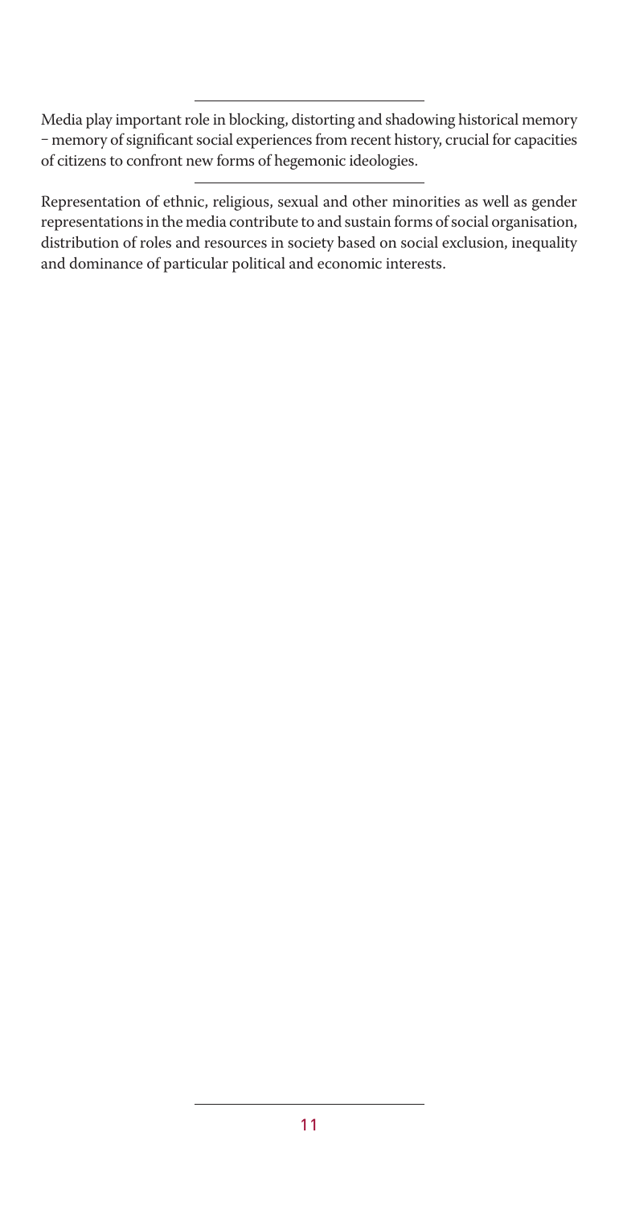Media play important role in blocking, distorting and shadowing historical memory – memory of significant social experiences from recent history, crucial for capacities of citizens to confront new forms of hegemonic ideologies.

---

Representation of ethnic, religious, sexual and other minorities as well as gender representations in the media contribute to and sustain forms of social organisation, distribution of roles and resources in society based on social exclusion, inequality and dominance of particular political and economic interests.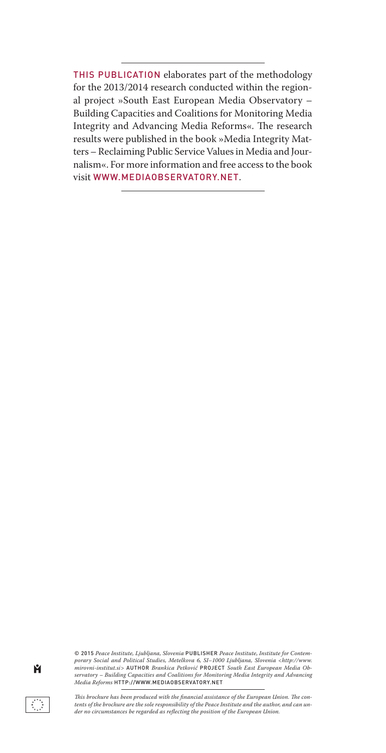**THIS PUBLICATION** elaborates part of the methodology for the 2013/2014 research conducted within the regional project »South East European Media Observatory – Building Capacities and Coalitions for Monitoring Media Integrity and Advancing Media Reforms«. The research results were published in the book »Media Integrity Matters – Reclaiming Public Service Values in Media and Journalism«. For more information and free access to the book visit WWW.MEDIAOBSERVATORY.NET.

© 2015 *Peace Institute, Ljubljana, Slovenia* PUBLISHER *Peace Institute, Institute for Contemporary Social and Political Studies, Metelkova 6, SI–1000 Ljubljana, Slovenia <http://www.mirovni-institut.si>* AUTHOR *Brankica Petković* PROJECT *South East European Media Observatory – Building Capacities and Coalitions for Monitoring Media Integrity and Advancing Media Reforms* HTTP://WWW.MEDIAOBSERVATORY.NET

*This brochure has been produced with the financial assistance of the European Union. The contents of the brochure are the sole responsibility of the Peace Institute and the author, and can under no circumstances be regarded as reflecting the position of the European Union.*